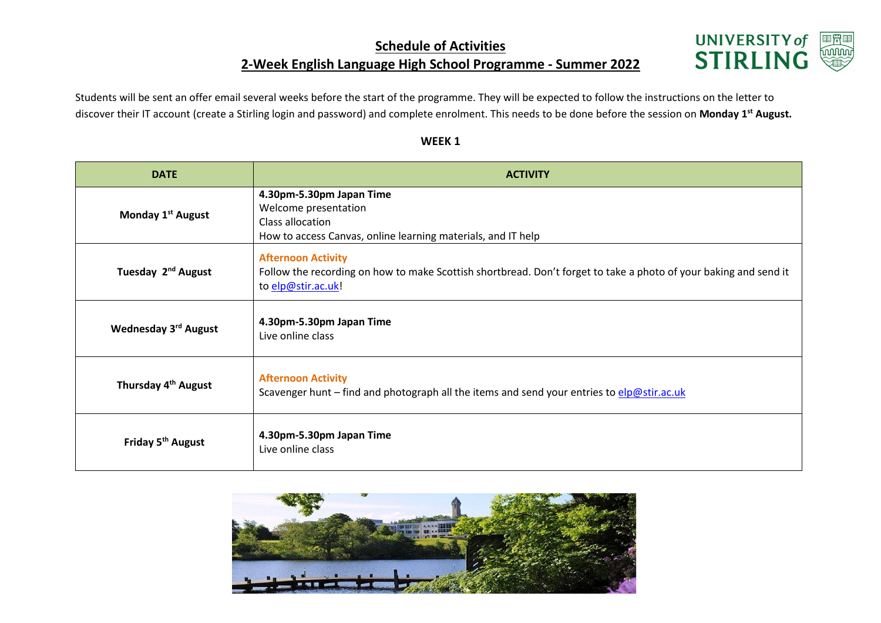# Schedule of Activities

## 2-Week English Language High School Programme - Summer 2022

Students will be sent an offer email several weeks before the start of the programme. They will be expected to follow the instructions on the letter to discover their IT account (create a Stirling login and password) and complete enrolment. This needs to be done before the session on **Monday 1st August.**

**WEEK 1**

| DATE | ACTIVITY |
|---|---|
| **Monday 1st August** | **4.30pm-5.30pm Japan Time**<br>Welcome presentation<br>Class allocation<br>How to access Canvas, online learning materials, and IT help |
| **Tuesday 2nd August** | **Afternoon Activity**<br>Follow the recording on how to make Scottish shortbread. Don't forget to take a photo of your baking and send it to elp@stir.ac.uk! |
| **Wednesday 3rd August** | **4.30pm-5.30pm Japan Time**<br>Live online class |
| **Thursday 4th August** | **Afternoon Activity**<br>Scavenger hunt – find and photograph all the items and send your entries to elp@stir.ac.uk |
| **Friday 5th August** | **4.30pm-5.30pm Japan Time**<br>Live online class |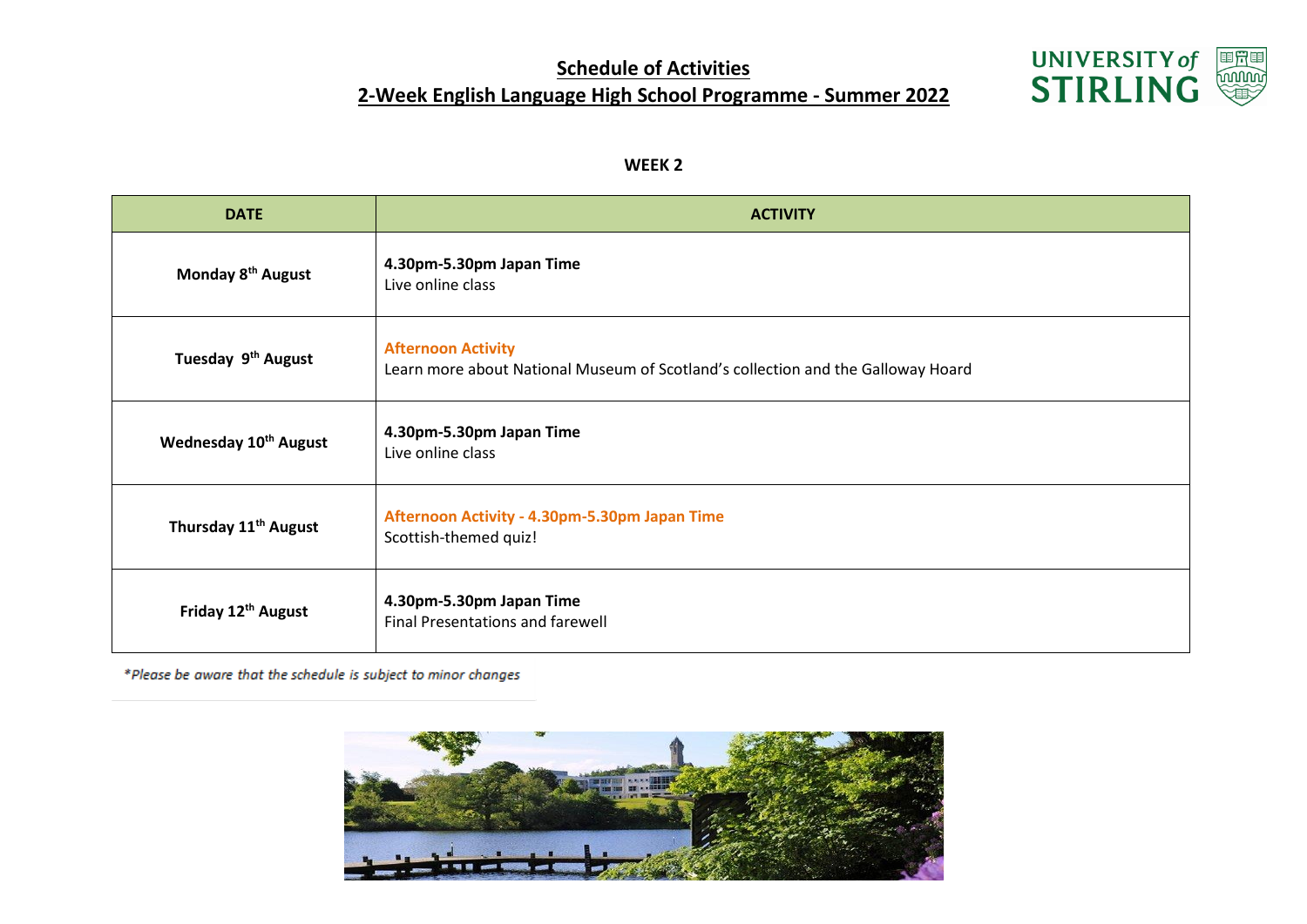# Schedule of Activities
## 2-Week English Language High School Programme - Summer 2022

**WEEK 2**

| DATE | ACTIVITY |
|---|---|
| **Monday 8th August** | **4.30pm-5.30pm Japan Time** Live online class |
| **Tuesday 9th August** | **Afternoon Activity** Learn more about National Museum of Scotland's collection and the Galloway Hoard |
| **Wednesday 10th August** | **4.30pm-5.30pm Japan Time** Live online class |
| **Thursday 11th August** | **Afternoon Activity - 4.30pm-5.30pm Japan Time** Scottish-themed quiz! |
| **Friday 12th August** | **4.30pm-5.30pm Japan Time** Final Presentations and farewell |

*\*Please be aware that the schedule is subject to minor changes*